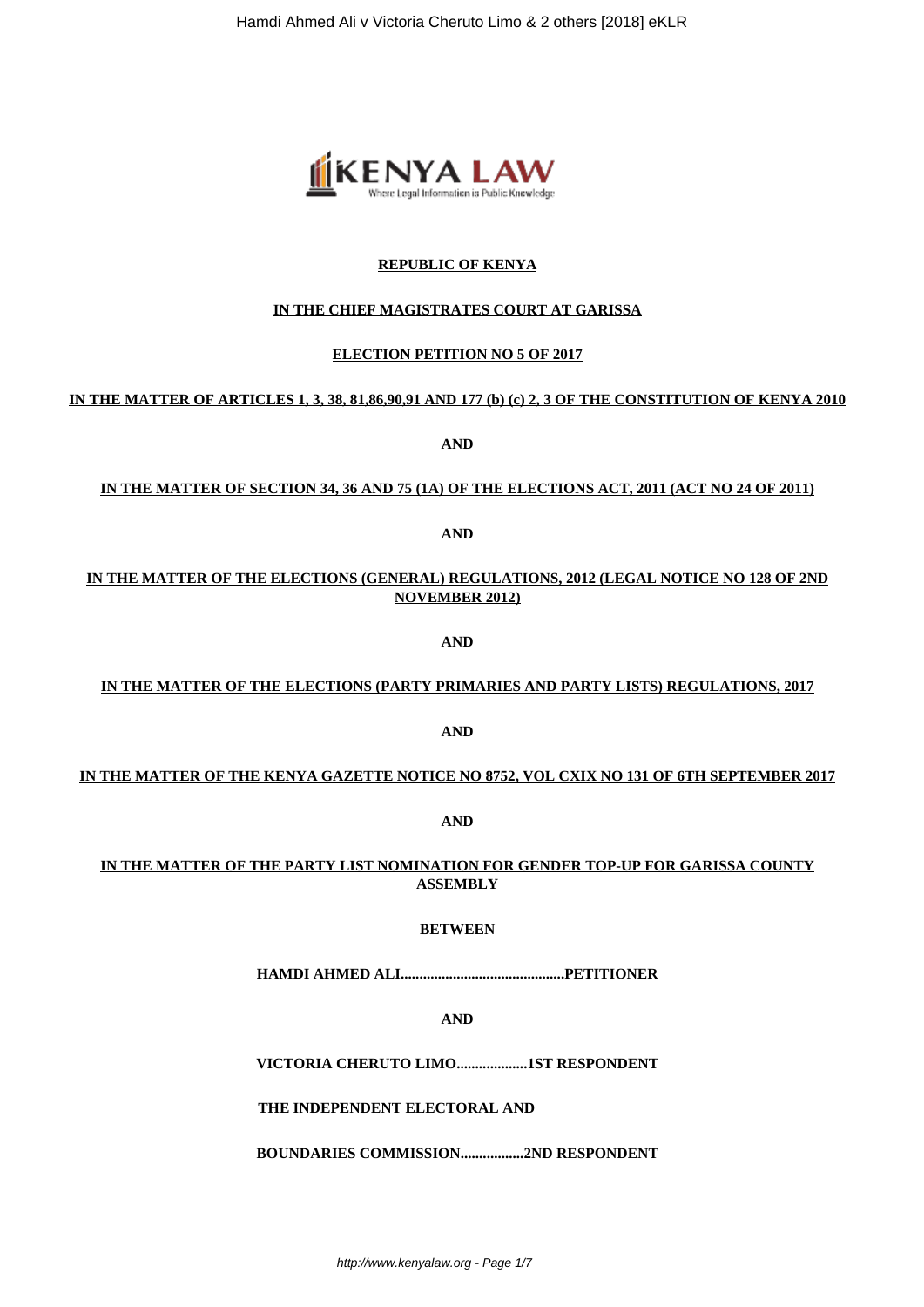**REPUBLIC OF KENYA**

**IN THE CHIEF MAGISTRATES COURT AT GARISSA**

**ELECTION PETITION NO 5 OF 2017**

**IN THE MATTER OF ARTICLES 1, 3, 38, 81,86,90,91 AND 177 (b) (c) 2, 3 OF THE CONSTITUTION OF KENYA 2010**

**AND**

**IN THE MATTER OF SECTION 34, 36 AND 75 (1A) OF THE ELECTIONS ACT, 2011 (ACT NO 24 OF 2011)**

**AND**

**IN THE MATTER OF THE ELECTIONS (GENERAL) REGULATIONS, 2012 (LEGAL NOTICE NO 128 OF 2ND NOVEMBER 2012)**

**AND**

**IN THE MATTER OF THE ELECTIONS (PARTY PRIMARIES AND PARTY LISTS) REGULATIONS, 2017**

**AND**

**IN THE MATTER OF THE KENYA GAZETTE NOTICE NO 8752, VOL CXIX NO 131 OF 6TH SEPTEMBER 2017**

**AND**

**IN THE MATTER OF THE PARTY LIST NOMINATION FOR GENDER TOP-UP FOR GARISSA COUNTY ASSEMBLY**

**BETWEEN**

**HAMDI AHMED ALI............................................PETITIONER**

**AND**

**VICTORIA CHERUTO LIMO...................1ST RESPONDENT**

**THE INDEPENDENT ELECTORAL AND**

**BOUNDARIES COMMISSION.................2ND RESPONDENT**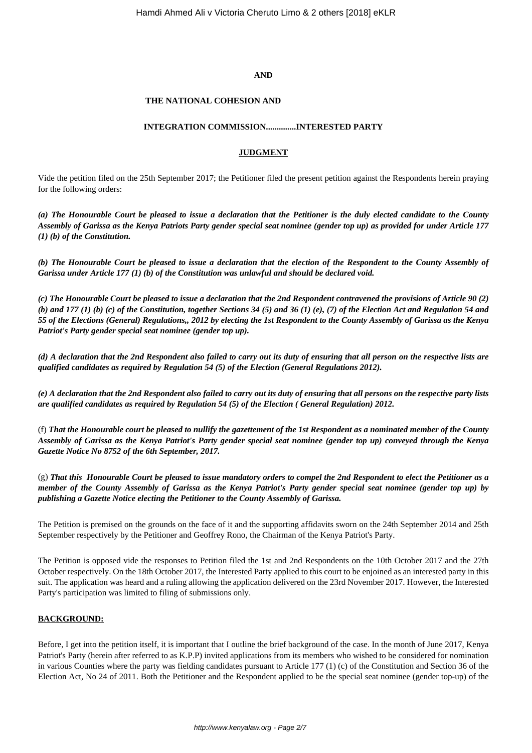**AND**

**THE NATIONAL COHESION AND**

**INTEGRATION COMMISSION.............INTERESTED PARTY**

**JUDGMENT**

Vide the petition filed on the 25th September 2017; the Petitioner filed the present petition against the Respondents herein praying for the following orders:

***(a) The Honourable Court be pleased to issue a declaration that the Petitioner is the duly elected candidate to the County Assembly of Garissa as the Kenya Patriots Party gender special seat nominee (gender top up) as provided for under Article 177 (1) (b) of the Constitution.***

***(b) The Honourable Court be pleased to issue a declaration that the election of the Respondent to the County Assembly of Garissa under Article 177 (1) (b) of the Constitution was unlawful and should be declared void.***

***(c) The Honourable Court be pleased to issue a declaration that the 2nd Respondent contravened the provisions of Article 90 (2) (b) and 177 (1) (b) (c) of the Constitution, together Sections 34 (5) and 36 (1) (e), (7) of the Election Act and Regulation 54 and 55 of the Elections (General) Regulations,, 2012 by electing the 1st Respondent to the County Assembly of Garissa as the Kenya Patriot's Party gender special seat nominee (gender top up).***

***(d) A declaration that the 2nd Respondent also failed to carry out its duty of ensuring that all person on the respective lists are qualified candidates as required by Regulation 54 (5) of the Election (General Regulations 2012).***

***(e) A declaration that the 2nd Respondent also failed to carry out its duty of ensuring that all persons on the respective party lists are qualified candidates as required by Regulation 54 (5) of the Election ( General Regulation) 2012.***

(f) ***That the Honourable court be pleased to nullify the gazettement of the 1st Respondent as a nominated member of the County Assembly of Garissa as the Kenya Patriot's Party gender special seat nominee (gender top up) conveyed through the Kenya Gazette Notice No 8752 of the 6th September, 2017.***

(g) ***That this Honourable Court be pleased to issue mandatory orders to compel the 2nd Respondent to elect the Petitioner as a member of the County Assembly of Garissa as the Kenya Patriot's Party gender special seat nominee (gender top up) by publishing a Gazette Notice electing the Petitioner to the County Assembly of Garissa.***

The Petition is premised on the grounds on the face of it and the supporting affidavits sworn on the 24th September 2014 and 25th September respectively by the Petitioner and Geoffrey Rono, the Chairman of the Kenya Patriot's Party.

The Petition is opposed vide the responses to Petition filed the 1st and 2nd Respondents on the 10th October 2017 and the 27th October respectively. On the 18th October 2017, the Interested Party applied to this court to be enjoined as an interested party in this suit. The application was heard and a ruling allowing the application delivered on the 23rd November 2017. However, the Interested Party's participation was limited to filing of submissions only.

**BACKGROUND:**

Before, I get into the petition itself, it is important that I outline the brief background of the case. In the month of June 2017, Kenya Patriot's Party (herein after referred to as K.P.P) invited applications from its members who wished to be considered for nomination in various Counties where the party was fielding candidates pursuant to Article 177 (1) (c) of the Constitution and Section 36 of the Election Act, No 24 of 2011. Both the Petitioner and the Respondent applied to be the special seat nominee (gender top-up) of the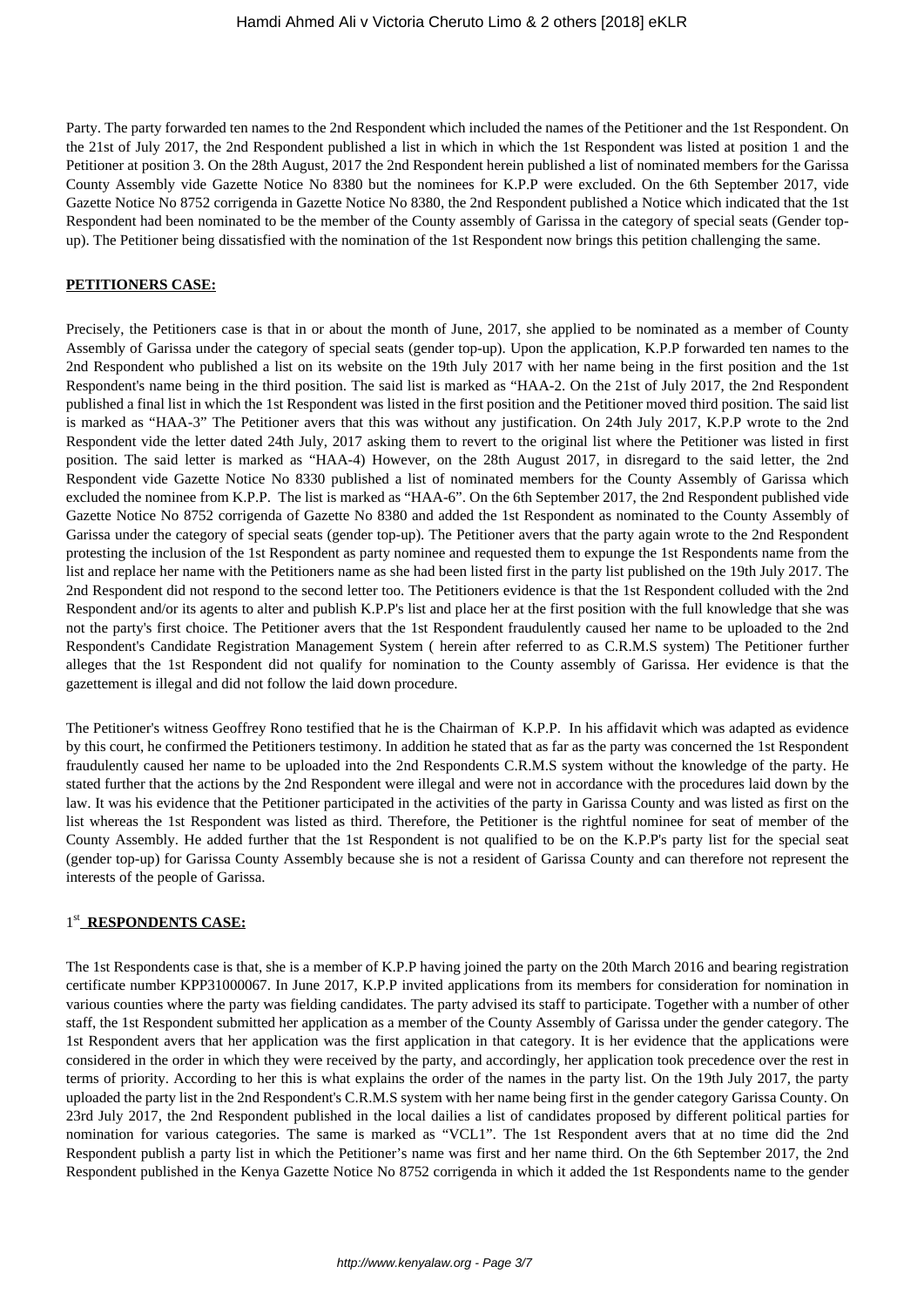Party. The party forwarded ten names to the 2nd Respondent which included the names of the Petitioner and the 1st Respondent. On the 21st of July 2017, the 2nd Respondent published a list in which in which the 1st Respondent was listed at position 1 and the Petitioner at position 3. On the 28th August, 2017 the 2nd Respondent herein published a list of nominated members for the Garissa County Assembly vide Gazette Notice No 8380 but the nominees for K.P.P were excluded. On the 6th September 2017, vide Gazette Notice No 8752 corrigenda in Gazette Notice No 8380, the 2nd Respondent published a Notice which indicated that the 1st Respondent had been nominated to be the member of the County assembly of Garissa in the category of special seats (Gender top-up). The Petitioner being dissatisfied with the nomination of the 1st Respondent now brings this petition challenging the same.

**PETITIONERS CASE:**

Precisely, the Petitioners case is that in or about the month of June, 2017, she applied to be nominated as a member of County Assembly of Garissa under the category of special seats (gender top-up). Upon the application, K.P.P forwarded ten names to the 2nd Respondent who published a list on its website on the 19th July 2017 with her name being in the first position and the 1st Respondent's name being in the third position. The said list is marked as "HAA-2. On the 21st of July 2017, the 2nd Respondent published a final list in which the 1st Respondent was listed in the first position and the Petitioner moved third position. The said list is marked as "HAA-3" The Petitioner avers that this was without any justification. On 24th July 2017, K.P.P wrote to the 2nd Respondent vide the letter dated 24th July, 2017 asking them to revert to the original list where the Petitioner was listed in first position. The said letter is marked as "HAA-4) However, on the 28th August 2017, in disregard to the said letter, the 2nd Respondent vide Gazette Notice No 8330 published a list of nominated members for the County Assembly of Garissa which excluded the nominee from K.P.P. The list is marked as "HAA-6". On the 6th September 2017, the 2nd Respondent published vide Gazette Notice No 8752 corrigenda of Gazette No 8380 and added the 1st Respondent as nominated to the County Assembly of Garissa under the category of special seats (gender top-up). The Petitioner avers that the party again wrote to the 2nd Respondent protesting the inclusion of the 1st Respondent as party nominee and requested them to expunge the 1st Respondents name from the list and replace her name with the Petitioners name as she had been listed first in the party list published on the 19th July 2017. The 2nd Respondent did not respond to the second letter too. The Petitioners evidence is that the 1st Respondent colluded with the 2nd Respondent and/or its agents to alter and publish K.P.P's list and place her at the first position with the full knowledge that she was not the party's first choice. The Petitioner avers that the 1st Respondent fraudulently caused her name to be uploaded to the 2nd Respondent's Candidate Registration Management System ( herein after referred to as C.R.M.S system) The Petitioner further alleges that the 1st Respondent did not qualify for nomination to the County assembly of Garissa. Her evidence is that the gazettement is illegal and did not follow the laid down procedure.

The Petitioner's witness Geoffrey Rono testified that he is the Chairman of K.P.P. In his affidavit which was adapted as evidence by this court, he confirmed the Petitioners testimony. In addition he stated that as far as the party was concerned the 1st Respondent fraudulently caused her name to be uploaded into the 2nd Respondents C.R.M.S system without the knowledge of the party. He stated further that the actions by the 2nd Respondent were illegal and were not in accordance with the procedures laid down by the law. It was his evidence that the Petitioner participated in the activities of the party in Garissa County and was listed as first on the list whereas the 1st Respondent was listed as third. Therefore, the Petitioner is the rightful nominee for seat of member of the County Assembly. He added further that the 1st Respondent is not qualified to be on the K.P.P's party list for the special seat (gender top-up) for Garissa County Assembly because she is not a resident of Garissa County and can therefore not represent the interests of the people of Garissa.

**1st RESPONDENTS CASE:**

The 1st Respondents case is that, she is a member of K.P.P having joined the party on the 20th March 2016 and bearing registration certificate number KPP31000067. In June 2017, K.P.P invited applications from its members for consideration for nomination in various counties where the party was fielding candidates. The party advised its staff to participate. Together with a number of other staff, the 1st Respondent submitted her application as a member of the County Assembly of Garissa under the gender category. The 1st Respondent avers that her application was the first application in that category. It is her evidence that the applications were considered in the order in which they were received by the party, and accordingly, her application took precedence over the rest in terms of priority. According to her this is what explains the order of the names in the party list. On the 19th July 2017, the party uploaded the party list in the 2nd Respondent's C.R.M.S system with her name being first in the gender category Garissa County. On 23rd July 2017, the 2nd Respondent published in the local dailies a list of candidates proposed by different political parties for nomination for various categories. The same is marked as "VCL1". The 1st Respondent avers that at no time did the 2nd Respondent publish a party list in which the Petitioner's name was first and her name third. On the 6th September 2017, the 2nd Respondent published in the Kenya Gazette Notice No 8752 corrigenda in which it added the 1st Respondents name to the gender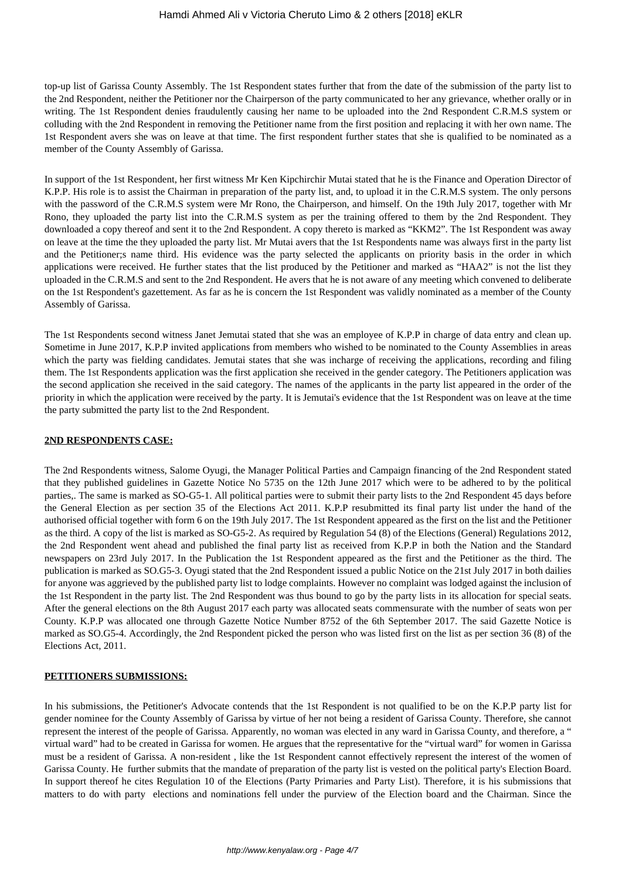top-up list of Garissa County Assembly. The 1st Respondent states further that from the date of the submission of the party list to the 2nd Respondent, neither the Petitioner nor the Chairperson of the party communicated to her any grievance, whether orally or in writing. The 1st Respondent denies fraudulently causing her name to be uploaded into the 2nd Respondent C.R.M.S system or colluding with the 2nd Respondent in removing the Petitioner name from the first position and replacing it with her own name. The 1st Respondent avers she was on leave at that time. The first respondent further states that she is qualified to be nominated as a member of the County Assembly of Garissa.

In support of the 1st Respondent, her first witness Mr Ken Kipchirchir Mutai stated that he is the Finance and Operation Director of K.P.P. His role is to assist the Chairman in preparation of the party list, and, to upload it in the C.R.M.S system. The only persons with the password of the C.R.M.S system were Mr Rono, the Chairperson, and himself. On the 19th July 2017, together with Mr Rono, they uploaded the party list into the C.R.M.S system as per the training offered to them by the 2nd Respondent. They downloaded a copy thereof and sent it to the 2nd Respondent. A copy thereto is marked as "KKM2". The 1st Respondent was away on leave at the time the they uploaded the party list. Mr Mutai avers that the 1st Respondents name was always first in the party list and the Petitioner;s name third. His evidence was the party selected the applicants on priority basis in the order in which applications were received. He further states that the list produced by the Petitioner and marked as "HAA2" is not the list they uploaded in the C.R.M.S and sent to the 2nd Respondent. He avers that he is not aware of any meeting which convened to deliberate on the 1st Respondent's gazettement. As far as he is concern the 1st Respondent was validly nominated as a member of the County Assembly of Garissa.

The 1st Respondents second witness Janet Jemutai stated that she was an employee of K.P.P in charge of data entry and clean up. Sometime in June 2017, K.P.P invited applications from members who wished to be nominated to the County Assemblies in areas which the party was fielding candidates. Jemutai states that she was incharge of receiving the applications, recording and filing them. The 1st Respondents application was the first application she received in the gender category. The Petitioners application was the second application she received in the said category. The names of the applicants in the party list appeared in the order of the priority in which the application were received by the party. It is Jemutai's evidence that the 1st Respondent was on leave at the time the party submitted the party list to the 2nd Respondent.

**2ND RESPONDENTS CASE:**

The 2nd Respondents witness, Salome Oyugi, the Manager Political Parties and Campaign financing of the 2nd Respondent stated that they published guidelines in Gazette Notice No 5735 on the 12th June 2017 which were to be adhered to by the political parties,. The same is marked as SO-G5-1. All political parties were to submit their party lists to the 2nd Respondent 45 days before the General Election as per section 35 of the Elections Act 2011. K.P.P resubmitted its final party list under the hand of the authorised official together with form 6 on the 19th July 2017. The 1st Respondent appeared as the first on the list and the Petitioner as the third. A copy of the list is marked as SO-G5-2. As required by Regulation 54 (8) of the Elections (General) Regulations 2012, the 2nd Respondent went ahead and published the final party list as received from K.P.P in both the Nation and the Standard newspapers on 23rd July 2017. In the Publication the 1st Respondent appeared as the first and the Petitioner as the third. The publication is marked as SO.G5-3. Oyugi stated that the 2nd Respondent issued a public Notice on the 21st July 2017 in both dailies for anyone was aggrieved by the published party list to lodge complaints. However no complaint was lodged against the inclusion of the 1st Respondent in the party list. The 2nd Respondent was thus bound to go by the party lists in its allocation for special seats. After the general elections on the 8th August 2017 each party was allocated seats commensurate with the number of seats won per County. K.P.P was allocated one through Gazette Notice Number 8752 of the 6th September 2017. The said Gazette Notice is marked as SO.G5-4. Accordingly, the 2nd Respondent picked the person who was listed first on the list as per section 36 (8) of the Elections Act, 2011.

**PETITIONERS SUBMISSIONS:**

In his submissions, the Petitioner's Advocate contends that the 1st Respondent is not qualified to be on the K.P.P party list for gender nominee for the County Assembly of Garissa by virtue of her not being a resident of Garissa County. Therefore, she cannot represent the interest of the people of Garissa. Apparently, no woman was elected in any ward in Garissa County, and therefore, a " virtual ward" had to be created in Garissa for women. He argues that the representative for the "virtual ward" for women in Garissa must be a resident of Garissa. A non-resident , like the 1st Respondent cannot effectively represent the interest of the women of Garissa County. He further submits that the mandate of preparation of the party list is vested on the political party's Election Board. In support thereof he cites Regulation 10 of the Elections (Party Primaries and Party List). Therefore, it is his submissions that matters to do with party elections and nominations fell under the purview of the Election board and the Chairman. Since the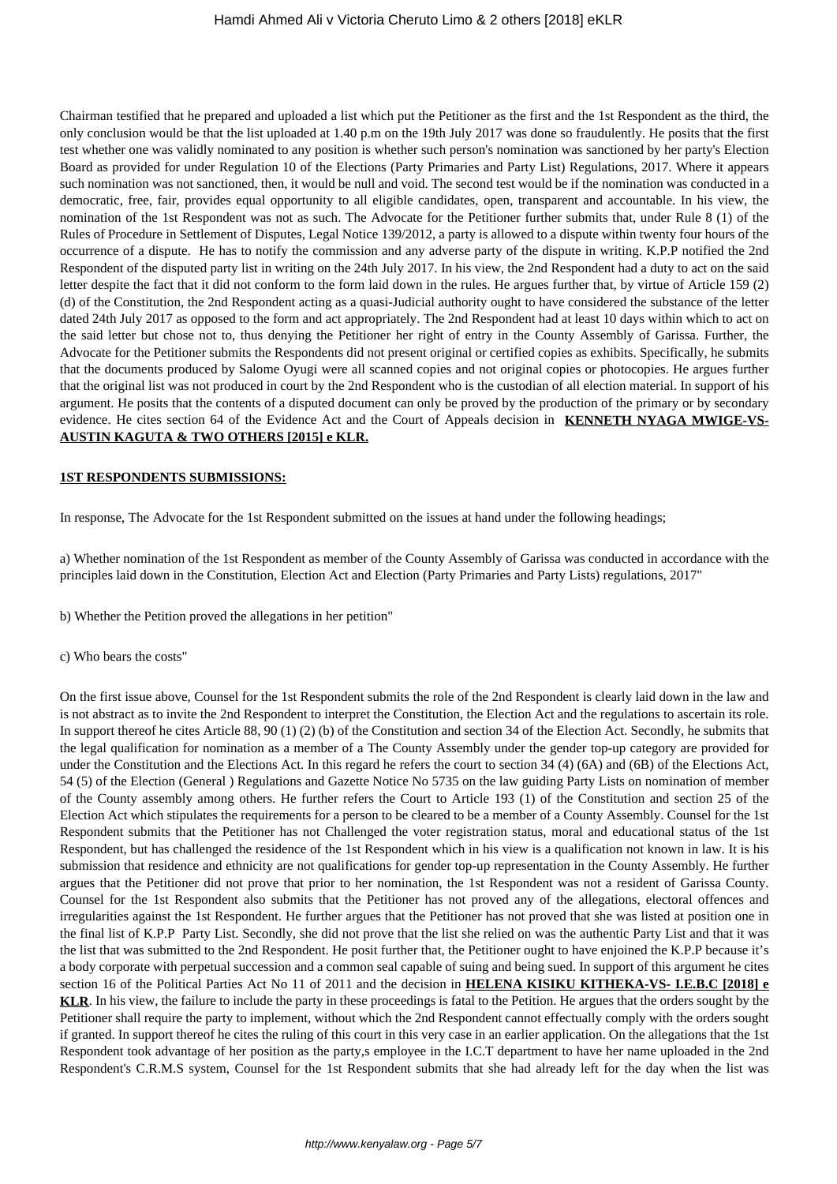Chairman testified that he prepared and uploaded a list which put the Petitioner as the first and the 1st Respondent as the third, the only conclusion would be that the list uploaded at 1.40 p.m on the 19th July 2017 was done so fraudulently. He posits that the first test whether one was validly nominated to any position is whether such person's nomination was sanctioned by her party's Election Board as provided for under Regulation 10 of the Elections (Party Primaries and Party List) Regulations, 2017. Where it appears such nomination was not sanctioned, then, it would be null and void. The second test would be if the nomination was conducted in a democratic, free, fair, provides equal opportunity to all eligible candidates, open, transparent and accountable. In his view, the nomination of the 1st Respondent was not as such. The Advocate for the Petitioner further submits that, under Rule 8 (1) of the Rules of Procedure in Settlement of Disputes, Legal Notice 139/2012, a party is allowed to a dispute within twenty four hours of the occurrence of a dispute. He has to notify the commission and any adverse party of the dispute in writing. K.P.P notified the 2nd Respondent of the disputed party list in writing on the 24th July 2017. In his view, the 2nd Respondent had a duty to act on the said letter despite the fact that it did not conform to the form laid down in the rules. He argues further that, by virtue of Article 159 (2) (d) of the Constitution, the 2nd Respondent acting as a quasi-Judicial authority ought to have considered the substance of the letter dated 24th July 2017 as opposed to the form and act appropriately. The 2nd Respondent had at least 10 days within which to act on the said letter but chose not to, thus denying the Petitioner her right of entry in the County Assembly of Garissa. Further, the Advocate for the Petitioner submits the Respondents did not present original or certified copies as exhibits. Specifically, he submits that the documents produced by Salome Oyugi were all scanned copies and not original copies or photocopies. He argues further that the original list was not produced in court by the 2nd Respondent who is the custodian of all election material. In support of his argument. He posits that the contents of a disputed document can only be proved by the production of the primary or by secondary evidence. He cites section 64 of the Evidence Act and the Court of Appeals decision in **KENNETH NYAGA MWIGE-VS-AUSTIN KAGUTA & TWO OTHERS [2015] e KLR.**

**1ST RESPONDENTS SUBMISSIONS:**

In response, The Advocate for the 1st Respondent submitted on the issues at hand under the following headings;

a) Whether nomination of the 1st Respondent as member of the County Assembly of Garissa was conducted in accordance with the principles laid down in the Constitution, Election Act and Election (Party Primaries and Party Lists) regulations, 2017"

b) Whether the Petition proved the allegations in her petition"

c) Who bears the costs"

On the first issue above, Counsel for the 1st Respondent submits the role of the 2nd Respondent is clearly laid down in the law and is not abstract as to invite the 2nd Respondent to interpret the Constitution, the Election Act and the regulations to ascertain its role. In support thereof he cites Article 88, 90 (1) (2) (b) of the Constitution and section 34 of the Election Act. Secondly, he submits that the legal qualification for nomination as a member of a The County Assembly under the gender top-up category are provided for under the Constitution and the Elections Act. In this regard he refers the court to section 34 (4) (6A) and (6B) of the Elections Act, 54 (5) of the Election (General ) Regulations and Gazette Notice No 5735 on the law guiding Party Lists on nomination of member of the County assembly among others. He further refers the Court to Article 193 (1) of the Constitution and section 25 of the Election Act which stipulates the requirements for a person to be cleared to be a member of a County Assembly. Counsel for the 1st Respondent submits that the Petitioner has not Challenged the voter registration status, moral and educational status of the 1st Respondent, but has challenged the residence of the 1st Respondent which in his view is a qualification not known in law. It is his submission that residence and ethnicity are not qualifications for gender top-up representation in the County Assembly. He further argues that the Petitioner did not prove that prior to her nomination, the 1st Respondent was not a resident of Garissa County. Counsel for the 1st Respondent also submits that the Petitioner has not proved any of the allegations, electoral offences and irregularities against the 1st Respondent. He further argues that the Petitioner has not proved that she was listed at position one in the final list of K.P.P Party List. Secondly, she did not prove that the list she relied on was the authentic Party List and that it was the list that was submitted to the 2nd Respondent. He posit further that, the Petitioner ought to have enjoined the K.P.P because it's a body corporate with perpetual succession and a common seal capable of suing and being sued. In support of this argument he cites section 16 of the Political Parties Act No 11 of 2011 and the decision in **HELENA KISIKU KITHEKA-VS- I.E.B.C [2018] e KLR**. In his view, the failure to include the party in these proceedings is fatal to the Petition. He argues that the orders sought by the Petitioner shall require the party to implement, without which the 2nd Respondent cannot effectually comply with the orders sought if granted. In support thereof he cites the ruling of this court in this very case in an earlier application. On the allegations that the 1st Respondent took advantage of her position as the party,s employee in the I.C.T department to have her name uploaded in the 2nd Respondent's C.R.M.S system, Counsel for the 1st Respondent submits that she had already left for the day when the list was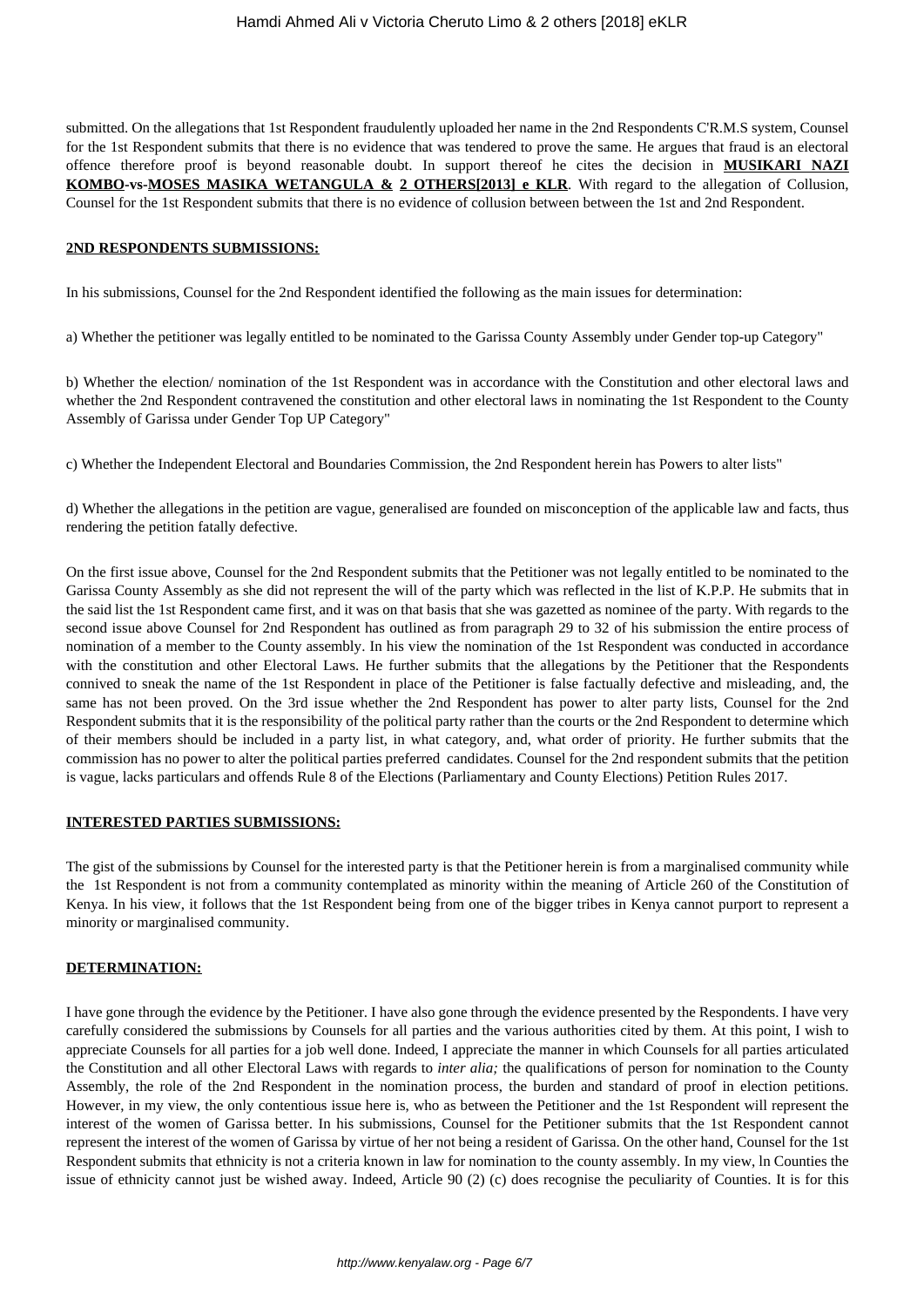submitted. On the allegations that 1st Respondent fraudulently uploaded her name in the 2nd Respondents C'R.M.S system, Counsel for the 1st Respondent submits that there is no evidence that was tendered to prove the same. He argues that fraud is an electoral offence therefore proof is beyond reasonable doubt. In support thereof he cites the decision in **MUSIKARI NAZI KOMBO-vs-MOSES MASIKA WETANGULA & 2 OTHERS[2013] e KLR**. With regard to the allegation of Collusion, Counsel for the 1st Respondent submits that there is no evidence of collusion between between the 1st and 2nd Respondent.

**2ND RESPONDENTS SUBMISSIONS:**

In his submissions, Counsel for the 2nd Respondent identified the following as the main issues for determination:

a) Whether the petitioner was legally entitled to be nominated to the Garissa County Assembly under Gender top-up Category"

b) Whether the election/ nomination of the 1st Respondent was in accordance with the Constitution and other electoral laws and whether the 2nd Respondent contravened the constitution and other electoral laws in nominating the 1st Respondent to the County Assembly of Garissa under Gender Top UP Category"

c) Whether the Independent Electoral and Boundaries Commission, the 2nd Respondent herein has Powers to alter lists"

d) Whether the allegations in the petition are vague, generalised are founded on misconception of the applicable law and facts, thus rendering the petition fatally defective.

On the first issue above, Counsel for the 2nd Respondent submits that the Petitioner was not legally entitled to be nominated to the Garissa County Assembly as she did not represent the will of the party which was reflected in the list of K.P.P. He submits that in the said list the 1st Respondent came first, and it was on that basis that she was gazetted as nominee of the party. With regards to the second issue above Counsel for 2nd Respondent has outlined as from paragraph 29 to 32 of his submission the entire process of nomination of a member to the County assembly. In his view the nomination of the 1st Respondent was conducted in accordance with the constitution and other Electoral Laws. He further submits that the allegations by the Petitioner that the Respondents connived to sneak the name of the 1st Respondent in place of the Petitioner is false factually defective and misleading, and, the same has not been proved. On the 3rd issue whether the 2nd Respondent has power to alter party lists, Counsel for the 2nd Respondent submits that it is the responsibility of the political party rather than the courts or the 2nd Respondent to determine which of their members should be included in a party list, in what category, and, what order of priority. He further submits that the commission has no power to alter the political parties preferred candidates. Counsel for the 2nd respondent submits that the petition is vague, lacks particulars and offends Rule 8 of the Elections (Parliamentary and County Elections) Petition Rules 2017.

**INTERESTED PARTIES SUBMISSIONS:**

The gist of the submissions by Counsel for the interested party is that the Petitioner herein is from a marginalised community while the 1st Respondent is not from a community contemplated as minority within the meaning of Article 260 of the Constitution of Kenya. In his view, it follows that the 1st Respondent being from one of the bigger tribes in Kenya cannot purport to represent a minority or marginalised community.

**DETERMINATION:**

I have gone through the evidence by the Petitioner. I have also gone through the evidence presented by the Respondents. I have very carefully considered the submissions by Counsels for all parties and the various authorities cited by them. At this point, I wish to appreciate Counsels for all parties for a job well done. Indeed, I appreciate the manner in which Counsels for all parties articulated the Constitution and all other Electoral Laws with regards to *inter alia;* the qualifications of person for nomination to the County Assembly, the role of the 2nd Respondent in the nomination process, the burden and standard of proof in election petitions. However, in my view, the only contentious issue here is, who as between the Petitioner and the 1st Respondent will represent the interest of the women of Garissa better. In his submissions, Counsel for the Petitioner submits that the 1st Respondent cannot represent the interest of the women of Garissa by virtue of her not being a resident of Garissa. On the other hand, Counsel for the 1st Respondent submits that ethnicity is not a criteria known in law for nomination to the county assembly. In my view, ln Counties the issue of ethnicity cannot just be wished away. Indeed, Article 90 (2) (c) does recognise the peculiarity of Counties. It is for this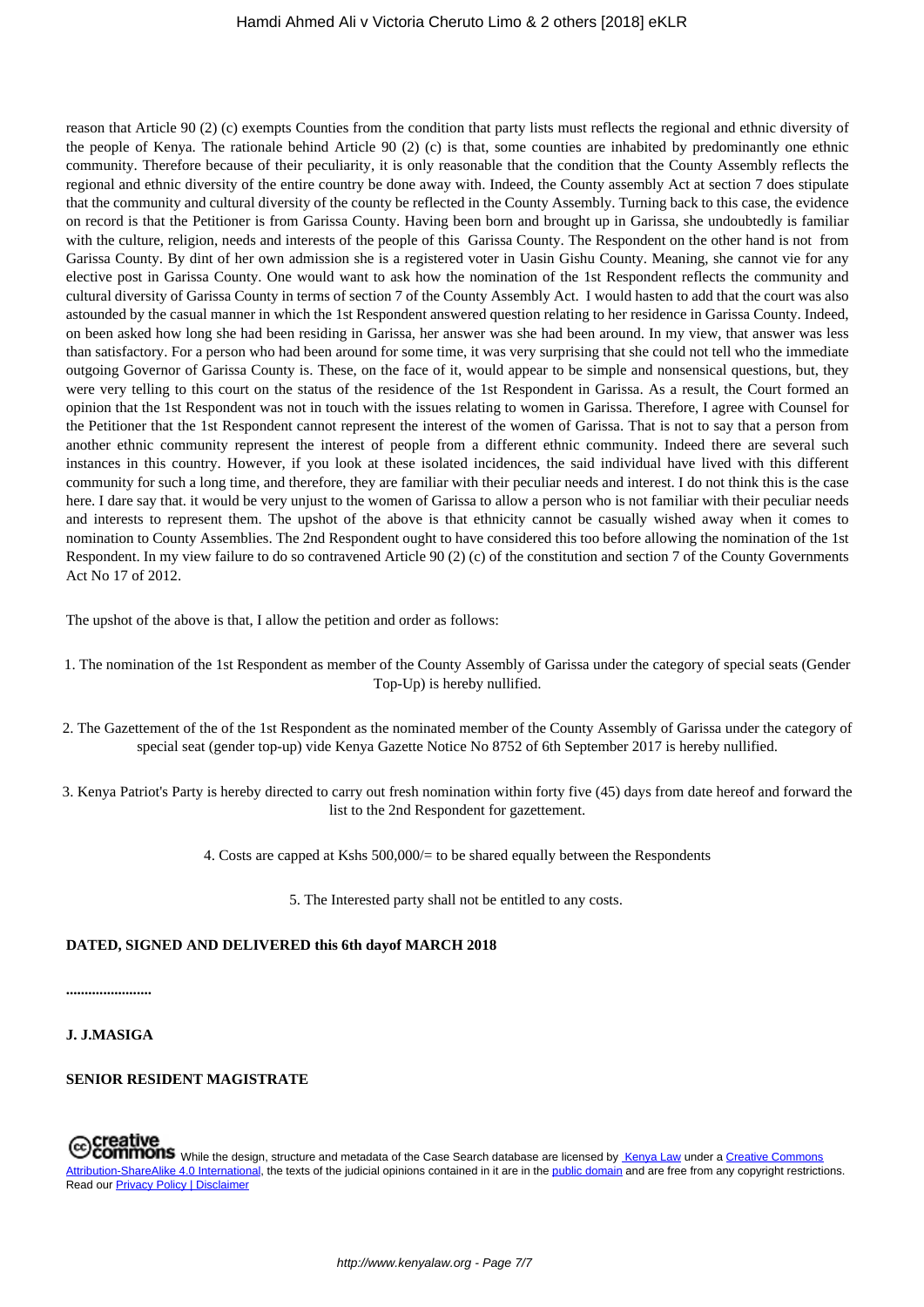reason that Article 90 (2) (c) exempts Counties from the condition that party lists must reflects the regional and ethnic diversity of the people of Kenya. The rationale behind Article 90 (2) (c) is that, some counties are inhabited by predominantly one ethnic community. Therefore because of their peculiarity, it is only reasonable that the condition that the County Assembly reflects the regional and ethnic diversity of the entire country be done away with. Indeed, the County assembly Act at section 7 does stipulate that the community and cultural diversity of the county be reflected in the County Assembly. Turning back to this case, the evidence on record is that the Petitioner is from Garissa County. Having been born and brought up in Garissa, she undoubtedly is familiar with the culture, religion, needs and interests of the people of this Garissa County. The Respondent on the other hand is not from Garissa County. By dint of her own admission she is a registered voter in Uasin Gishu County. Meaning, she cannot vie for any elective post in Garissa County. One would want to ask how the nomination of the 1st Respondent reflects the community and cultural diversity of Garissa County in terms of section 7 of the County Assembly Act. I would hasten to add that the court was also astounded by the casual manner in which the 1st Respondent answered question relating to her residence in Garissa County. Indeed, on been asked how long she had been residing in Garissa, her answer was she had been around. In my view, that answer was less than satisfactory. For a person who had been around for some time, it was very surprising that she could not tell who the immediate outgoing Governor of Garissa County is. These, on the face of it, would appear to be simple and nonsensical questions, but, they were very telling to this court on the status of the residence of the 1st Respondent in Garissa. As a result, the Court formed an opinion that the 1st Respondent was not in touch with the issues relating to women in Garissa. Therefore, I agree with Counsel for the Petitioner that the 1st Respondent cannot represent the interest of the women of Garissa. That is not to say that a person from another ethnic community represent the interest of people from a different ethnic community. Indeed there are several such instances in this country. However, if you look at these isolated incidences, the said individual have lived with this different community for such a long time, and therefore, they are familiar with their peculiar needs and interest. I do not think this is the case here. I dare say that. it would be very unjust to the women of Garissa to allow a person who is not familiar with their peculiar needs and interests to represent them. The upshot of the above is that ethnicity cannot be casually wished away when it comes to nomination to County Assemblies. The 2nd Respondent ought to have considered this too before allowing the nomination of the 1st Respondent. In my view failure to do so contravened Article 90 (2) (c) of the constitution and section 7 of the County Governments Act No 17 of 2012.

The upshot of the above is that, I allow the petition and order as follows:

1. The nomination of the 1st Respondent as member of the County Assembly of Garissa under the category of special seats (Gender Top-Up) is hereby nullified.

2. The Gazettement of the of the 1st Respondent as the nominated member of the County Assembly of Garissa under the category of special seat (gender top-up) vide Kenya Gazette Notice No 8752 of 6th September 2017 is hereby nullified.

3. Kenya Patriot's Party is hereby directed to carry out fresh nomination within forty five (45) days from date hereof and forward the list to the 2nd Respondent for gazettement.

4. Costs are capped at Kshs 500,000/= to be shared equally between the Respondents

5. The Interested party shall not be entitled to any costs.

**DATED, SIGNED AND DELIVERED this 6th dayof MARCH 2018**

**.......................**

**J. J.MASIGA**

**SENIOR RESIDENT MAGISTRATE**

While the design, structure and metadata of the Case Search database are licensed by Kenya Law under a Creative Commons Attribution-ShareAlike 4.0 International, the texts of the judicial opinions contained in it are in the public domain and are free from any copyright restrictions. Read our Privacy Policy | Disclaimer